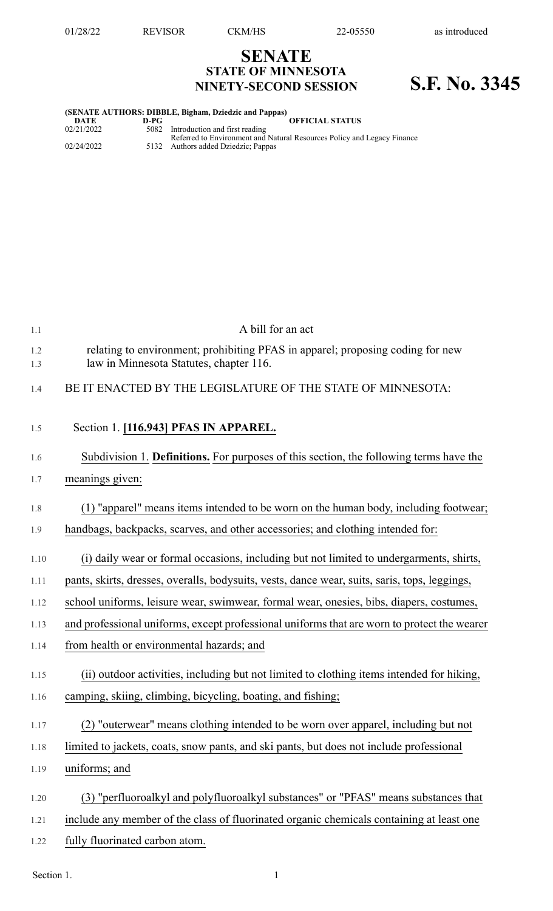# SENATE
## STATE OF MINNESOTA
## NINETY-SECOND SESSION

# S.F. No. 3345

**(SENATE AUTHORS: DIBBLE, Bigham, Dziedzic and Pappas)**

| DATE | D-PG | OFFICIAL STATUS |
|---|---|---|
| 02/21/2022 | 5082 | Introduction and first reading<br>Referred to Environment and Natural Resources Policy and Legacy Finance |
| 02/24/2022 | 5132 | Authors added Dziedzic; Pappas |

A bill for an act

relating to environment; prohibiting PFAS in apparel; proposing coding for new law in Minnesota Statutes, chapter 116.

BE IT ENACTED BY THE LEGISLATURE OF THE STATE OF MINNESOTA:

Section 1. **[116.943] PFAS IN APPAREL.**

Subdivision 1. **Definitions.** For purposes of this section, the following terms have the meanings given:

(1) "apparel" means items intended to be worn on the human body, including footwear; handbags, backpacks, scarves, and other accessories; and clothing intended for:

(i) daily wear or formal occasions, including but not limited to undergarments, shirts, pants, skirts, dresses, overalls, bodysuits, vests, dance wear, suits, saris, tops, leggings, school uniforms, leisure wear, swimwear, formal wear, onesies, bibs, diapers, costumes, and professional uniforms, except professional uniforms that are worn to protect the wearer from health or environmental hazards; and

(ii) outdoor activities, including but not limited to clothing items intended for hiking, camping, skiing, climbing, bicycling, boating, and fishing;

(2) "outerwear" means clothing intended to be worn over apparel, including but not limited to jackets, coats, snow pants, and ski pants, but does not include professional uniforms; and

(3) "perfluoroalkyl and polyfluoroalkyl substances" or "PFAS" means substances that include any member of the class of fluorinated organic chemicals containing at least one fully fluorinated carbon atom.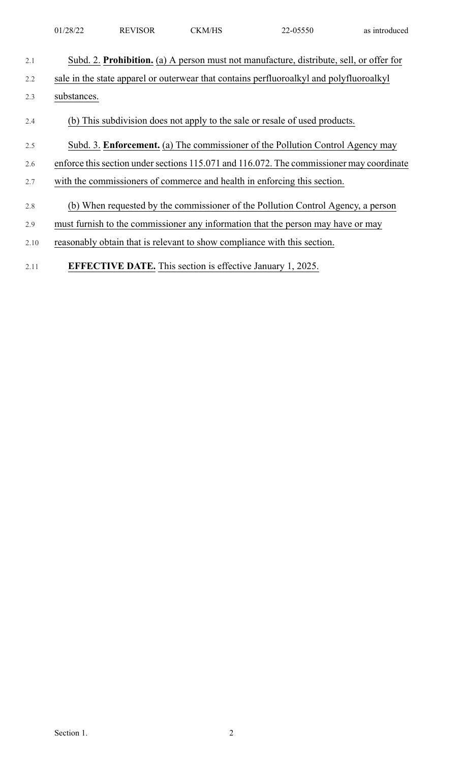Subd. 2. **Prohibition.** (a) A person must not manufacture, distribute, sell, or offer for sale in the state apparel or outerwear that contains perfluoroalkyl and polyfluoroalkyl substances.

(b) This subdivision does not apply to the sale or resale of used products.

Subd. 3. **Enforcement.** (a) The commissioner of the Pollution Control Agency may enforce this section under sections 115.071 and 116.072. The commissioner may coordinate with the commissioners of commerce and health in enforcing this section.

(b) When requested by the commissioner of the Pollution Control Agency, a person must furnish to the commissioner any information that the person may have or may reasonably obtain that is relevant to show compliance with this section.

**EFFECTIVE DATE.** This section is effective January 1, 2025.